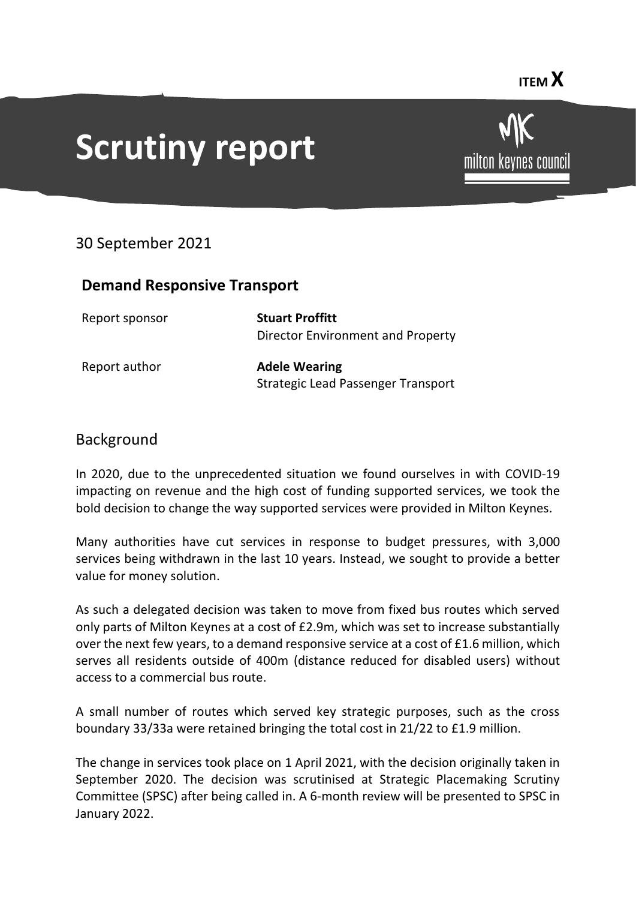ITEM X

# Scrutiny report

30 September 2021

## Demand Responsive Transport

Report sponsor — **Stuart Proffitt**
Director Environment and Property

Report author — **Adele Wearing**
Strategic Lead Passenger Transport

## Background

In 2020, due to the unprecedented situation we found ourselves in with COVID-19 impacting on revenue and the high cost of funding supported services, we took the bold decision to change the way supported services were provided in Milton Keynes.

Many authorities have cut services in response to budget pressures, with 3,000 services being withdrawn in the last 10 years. Instead, we sought to provide a better value for money solution.

As such a delegated decision was taken to move from fixed bus routes which served only parts of Milton Keynes at a cost of £2.9m, which was set to increase substantially over the next few years, to a demand responsive service at a cost of £1.6 million, which serves all residents outside of 400m (distance reduced for disabled users) without access to a commercial bus route.

A small number of routes which served key strategic purposes, such as the cross boundary 33/33a were retained bringing the total cost in 21/22 to £1.9 million.

The change in services took place on 1 April 2021, with the decision originally taken in September 2020. The decision was scrutinised at Strategic Placemaking Scrutiny Committee (SPSC) after being called in. A 6-month review will be presented to SPSC in January 2022.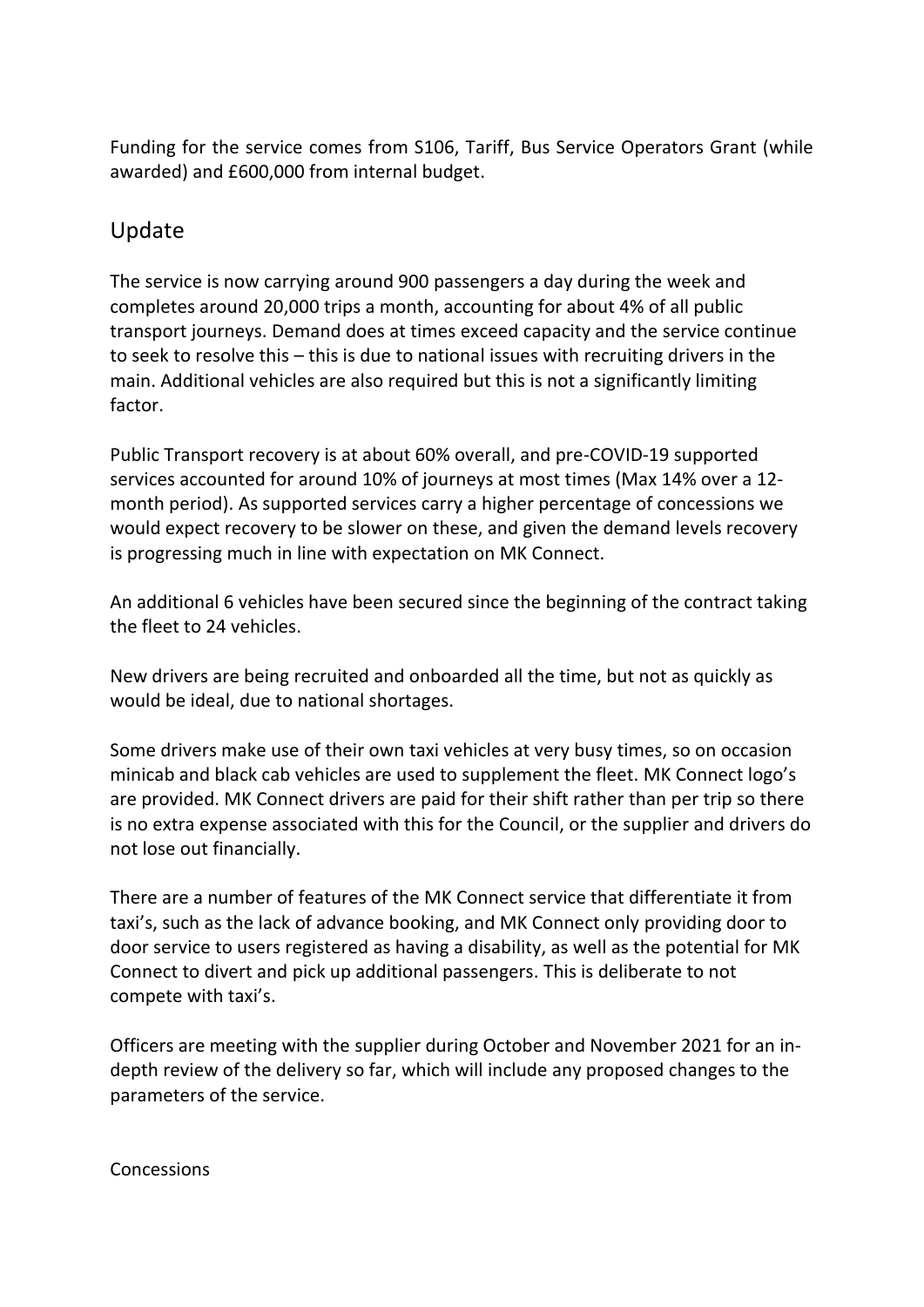Funding for the service comes from S106, Tariff, Bus Service Operators Grant (while awarded) and £600,000 from internal budget.

## Update

The service is now carrying around 900 passengers a day during the week and completes around 20,000 trips a month, accounting for about 4% of all public transport journeys. Demand does at times exceed capacity and the service continue to seek to resolve this – this is due to national issues with recruiting drivers in the main. Additional vehicles are also required but this is not a significantly limiting factor.

Public Transport recovery is at about 60% overall, and pre-COVID-19 supported services accounted for around 10% of journeys at most times (Max 14% over a 12-month period). As supported services carry a higher percentage of concessions we would expect recovery to be slower on these, and given the demand levels recovery is progressing much in line with expectation on MK Connect.

An additional 6 vehicles have been secured since the beginning of the contract taking the fleet to 24 vehicles.

New drivers are being recruited and onboarded all the time, but not as quickly as would be ideal, due to national shortages.

Some drivers make use of their own taxi vehicles at very busy times, so on occasion minicab and black cab vehicles are used to supplement the fleet. MK Connect logo's are provided. MK Connect drivers are paid for their shift rather than per trip so there is no extra expense associated with this for the Council, or the supplier and drivers do not lose out financially.

There are a number of features of the MK Connect service that differentiate it from taxi's, such as the lack of advance booking, and MK Connect only providing door to door service to users registered as having a disability, as well as the potential for MK Connect to divert and pick up additional passengers. This is deliberate to not compete with taxi's.

Officers are meeting with the supplier during October and November 2021 for an in-depth review of the delivery so far, which will include any proposed changes to the parameters of the service.

Concessions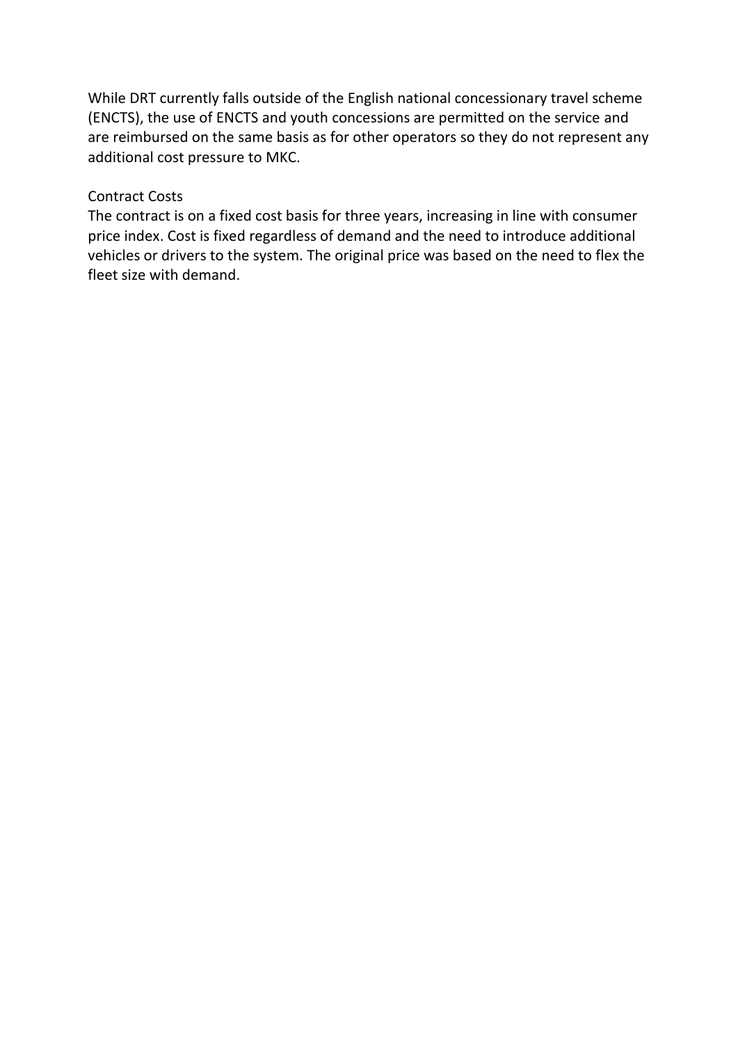While DRT currently falls outside of the English national concessionary travel scheme (ENCTS), the use of ENCTS and youth concessions are permitted on the service and are reimbursed on the same basis as for other operators so they do not represent any additional cost pressure to MKC.

Contract Costs

The contract is on a fixed cost basis for three years, increasing in line with consumer price index. Cost is fixed regardless of demand and the need to introduce additional vehicles or drivers to the system. The original price was based on the need to flex the fleet size with demand.